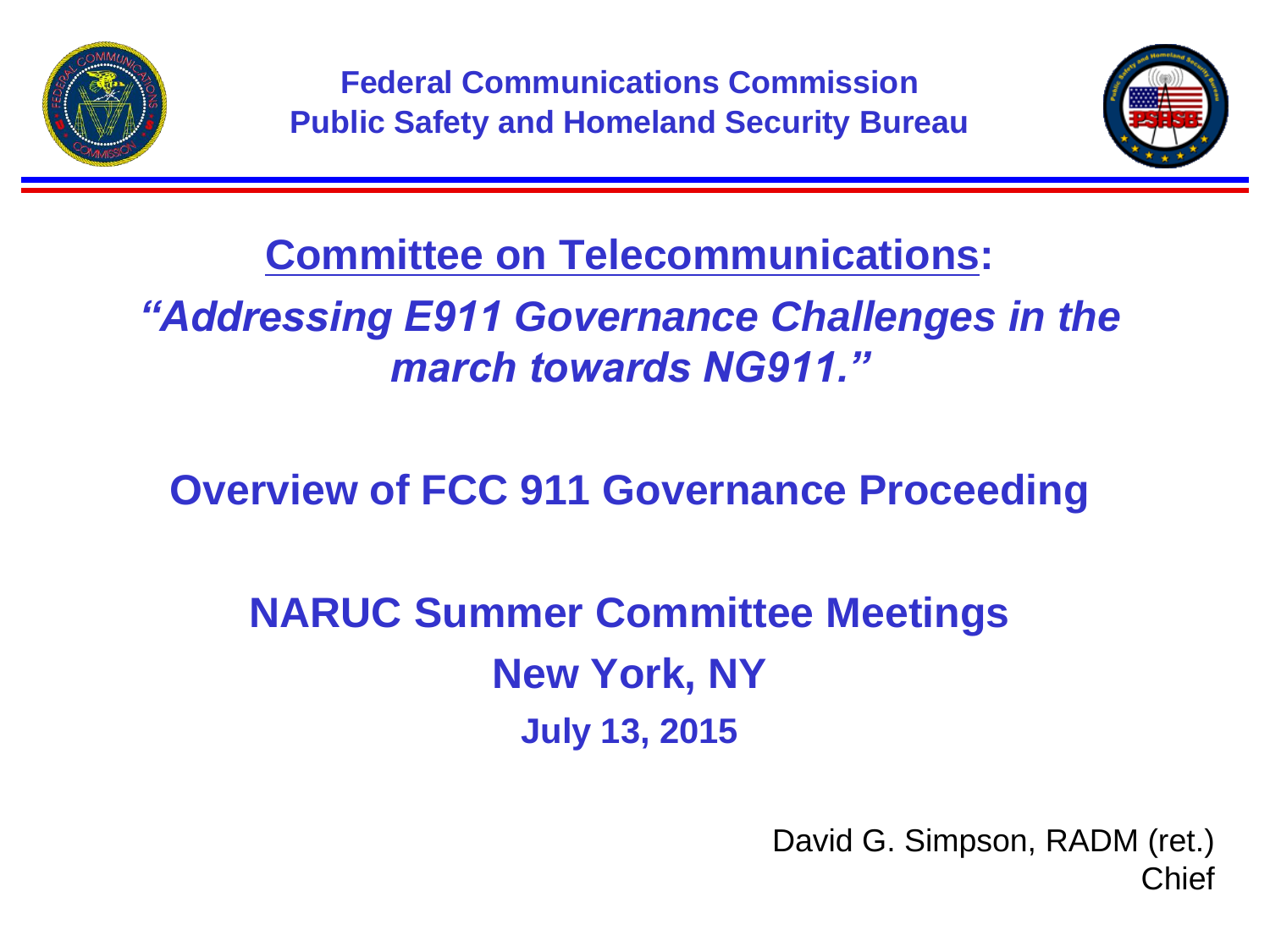**Federal Communications Commission**
**Public Safety and Homeland Security Bureau**

# Committee on Telecommunications:

## *"Addressing E911 Governance Challenges in the march towards NG911."*

## Overview of FCC 911 Governance Proceeding

## NARUC Summer Committee Meetings
## New York, NY
**July 13, 2015**

David G. Simpson, RADM (ret.)
Chief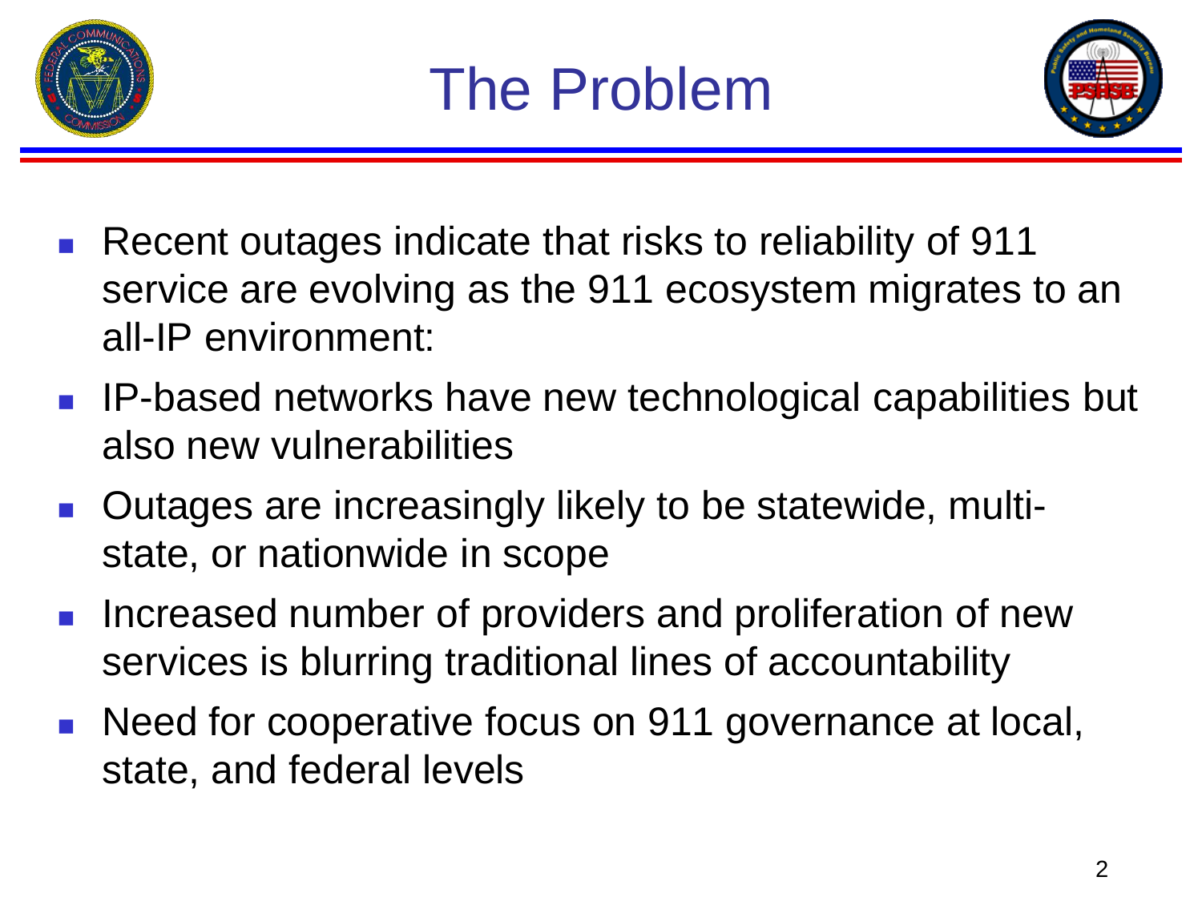# The Problem

- Recent outages indicate that risks to reliability of 911 service are evolving as the 911 ecosystem migrates to an all-IP environment:
- IP-based networks have new technological capabilities but also new vulnerabilities
- Outages are increasingly likely to be statewide, multi-state, or nationwide in scope
- Increased number of providers and proliferation of new services is blurring traditional lines of accountability
- Need for cooperative focus on 911 governance at local, state, and federal levels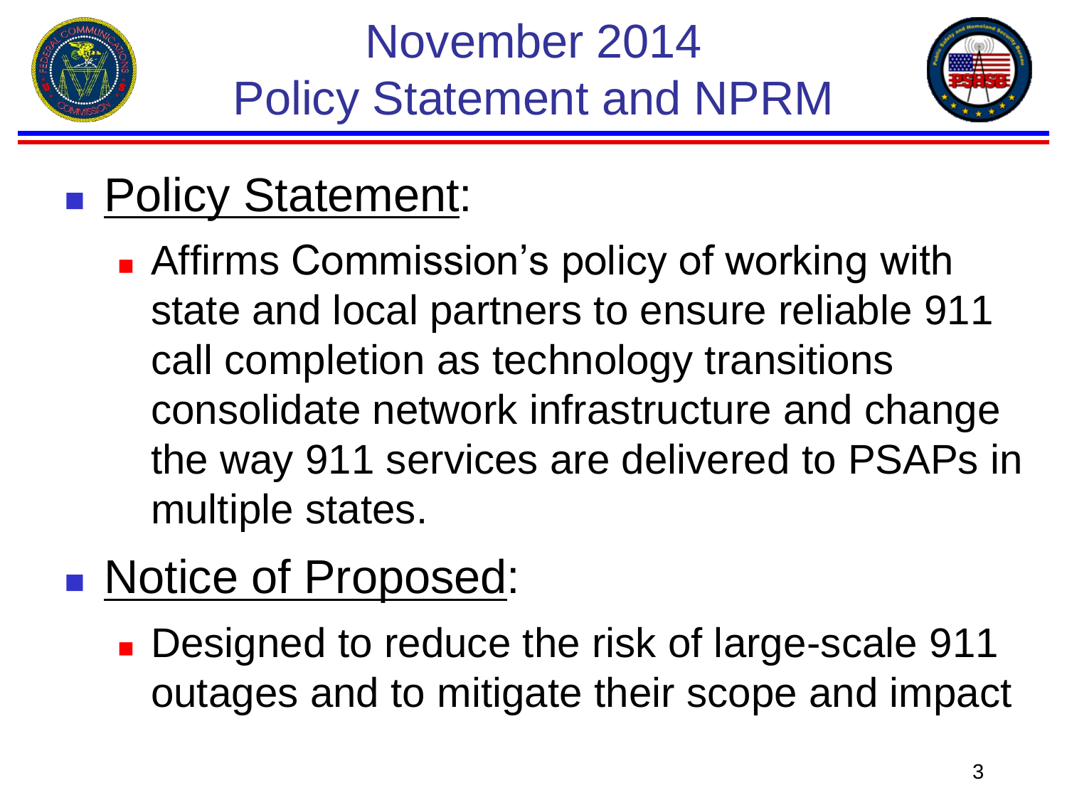# November 2014 Policy Statement and NPRM

- Policy Statement:
  - Affirms Commission's policy of working with state and local partners to ensure reliable 911 call completion as technology transitions consolidate network infrastructure and change the way 911 services are delivered to PSAPs in multiple states.
- Notice of Proposed:
  - Designed to reduce the risk of large-scale 911 outages and to mitigate their scope and impact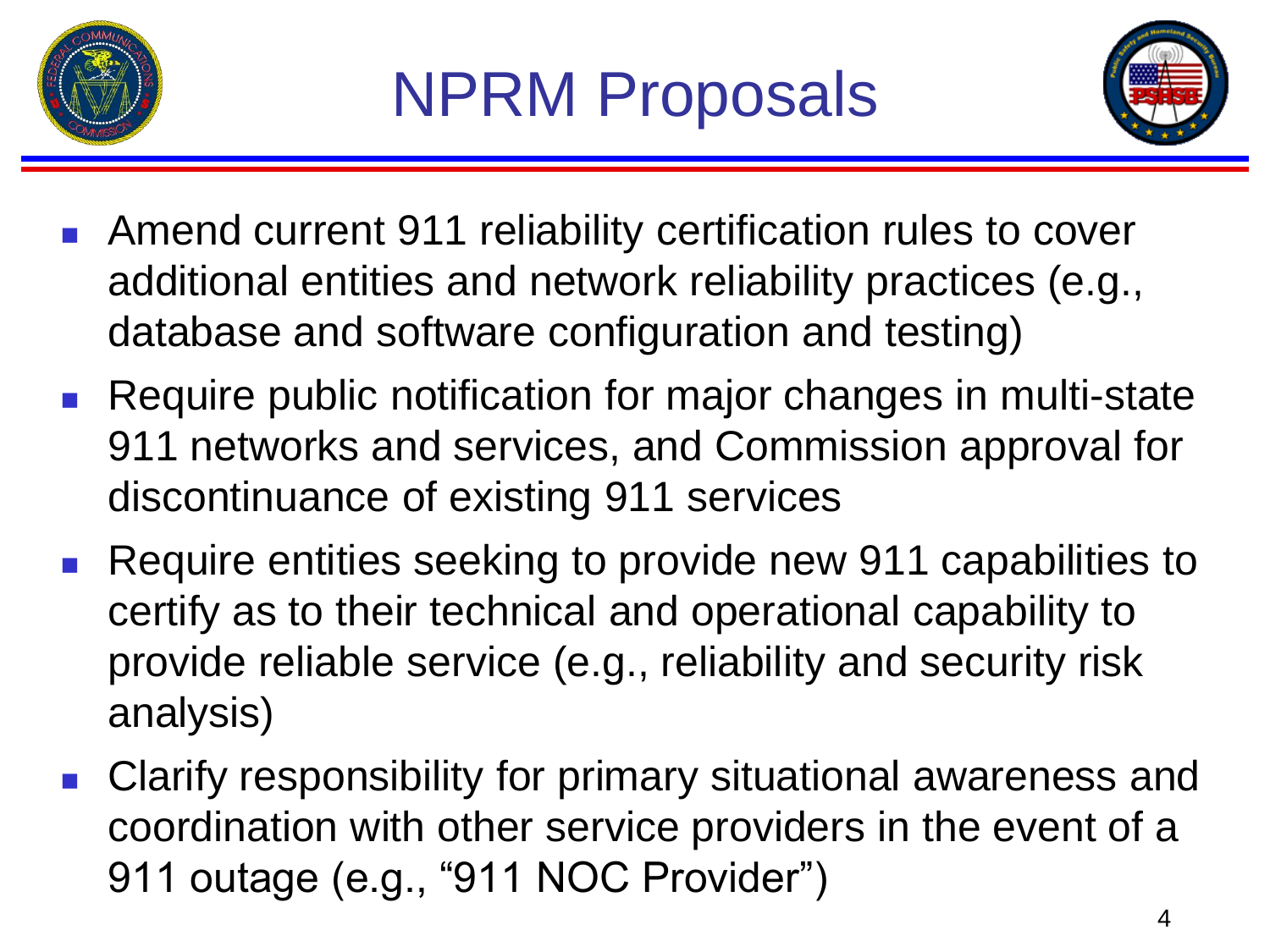# NPRM Proposals

- Amend current 911 reliability certification rules to cover additional entities and network reliability practices (e.g., database and software configuration and testing)
- Require public notification for major changes in multi-state 911 networks and services, and Commission approval for discontinuance of existing 911 services
- Require entities seeking to provide new 911 capabilities to certify as to their technical and operational capability to provide reliable service (e.g., reliability and security risk analysis)
- Clarify responsibility for primary situational awareness and coordination with other service providers in the event of a 911 outage (e.g., "911 NOC Provider")